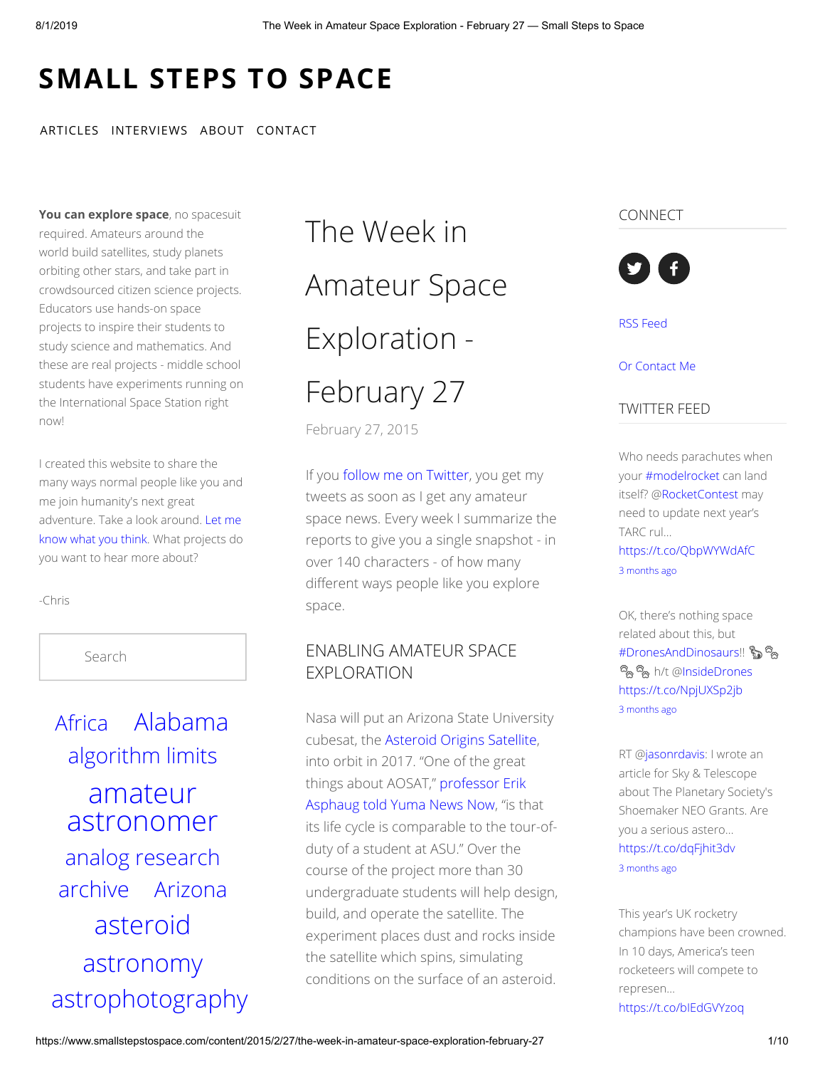# SMALL STEPS TO SPACE

ARTICLES INTERVIEWS ABOUT CONTACT

**You can explore space**, no spacesuit required. Amateurs around the world build satellites, study planets orbiting other stars, and take part in crowdsourced citizen science projects. Educators use hands-on space projects to inspire their students to study science and mathematics. And these are real projects - middle school students have experiments running on the International Space Station right now!

I created this website to share the many ways normal people like you and me join humanity's next great adventure. Take a look around. Let me know what you think. What projects do you want to hear more about?

-Chris

Search

Africa Alabama algorithm limits amateur astronomer analog research archive Arizona asteroid astronomy astrophotography

# The Week in Amateur Space Exploration - February 27

February 27, 2015

If you follow me on Twitter, you get my tweets as soon as I get any amateur space news. Every week I summarize the reports to give you a single snapshot - in over 140 characters - of how many different ways people like you explore space.

## ENABLING AMATEUR SPACE EXPLORATION

Nasa will put an Arizona State University cubesat, the Asteroid Origins Satellite, into orbit in 2017. "One of the great things about AOSAT," professor Erik Asphaug told Yuma News Now, "is that its life cycle is comparable to the tour-of-duty of a student at ASU." Over the course of the project more than 30 undergraduate students will help design, build, and operate the satellite. The experiment places dust and rocks inside the satellite which spins, simulating conditions on the surface of an asteroid.

CONNECT

RSS Feed

Or Contact Me

TWITTER FEED

Who needs parachutes when your #modelrocket can land itself? @RocketContest may need to update next year's TARC rul... https://t.co/QbpWYWdAfC
3 months ago

OK, there's nothing space related about this, but #DronesAndDinosaurs!! 🐎🐾🐾🐾 h/t @InsideDrones https://t.co/NpjUXSp2jb
3 months ago

RT @jasonrdavis: I wrote an article for Sky & Telescope about The Planetary Society's Shoemaker NEO Grants. Are you a serious astero... https://t.co/dqFjhit3dv
3 months ago

This year's UK rocketry champions have been crowned. In 10 days, America's teen rocketeers will compete to represen... https://t.co/bIEdGVYzoq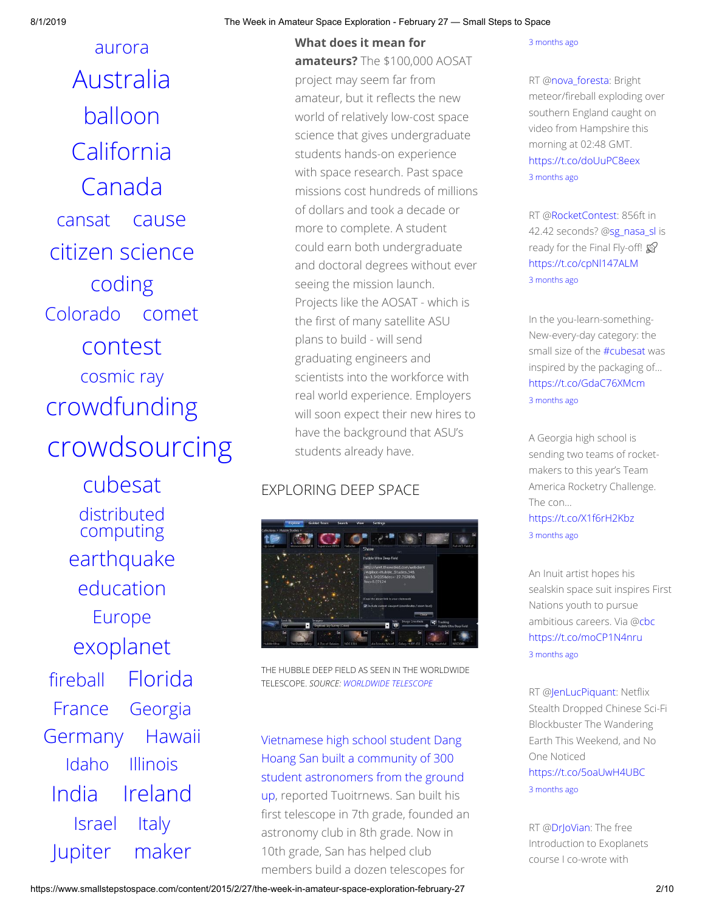aurora
Australia
balloon
California
Canada
cansat
cause
citizen science
coding
Colorado
comet
contest
cosmic ray
crowdfunding
crowdsourcing
cubesat
distributed computing
earthquake
education
Europe
exoplanet
fireball
Florida
France
Georgia
Germany
Hawaii
Idaho
Illinois
India
Ireland
Israel
Italy
Jupiter
maker

**What does it mean for amateurs?** The $100,000 AOSAT project may seem far from amateur, but it reflects the new world of relatively low-cost space science that gives undergraduate students hands-on experience with space research. Past space missions cost hundreds of millions of dollars and took a decade or more to complete. A student could earn both undergraduate and doctoral degrees without ever seeing the mission launch. Projects like the AOSAT - which is the first of many satellite ASU plans to build - will send graduating engineers and scientists into the workforce with real world experience. Employers will soon expect their new hires to have the background that ASU's students already have.

## EXPLORING DEEP SPACE

THE HUBBLE DEEP FIELD AS SEEN IN THE WORLDWIDE TELESCOPE. *SOURCE:* *WORLDWIDE TELESCOPE*

Vietnamese high school student Dang Hoang San built a community of 300 student astronomers from the ground up, reported Tuoitrnews. San built his first telescope in 7th grade, founded an astronomy club in 8th grade. Now in 10th grade, San has helped club members build a dozen telescopes for

3 months ago

RT @nova_foresta: Bright meteor/fireball exploding over southern England caught on video from Hampshire this morning at 02:48 GMT. https://t.co/doUuPC8eex
3 months ago

RT @RocketContest: 856ft in 42.42 seconds? @sg_nasa_sl is ready for the Final Fly-off! 🚀 https://t.co/cpNl147ALM
3 months ago

In the you-learn-something-New-every-day category: the small size of the #cubesat was inspired by the packaging of... https://t.co/GdaC76XMcm
3 months ago

A Georgia high school is sending two teams of rocket-makers to this year's Team America Rocketry Challenge. The con... https://t.co/X1f6rH2Kbz
3 months ago

An Inuit artist hopes his sealskin space suit inspires First Nations youth to pursue ambitious careers. Via @cbc https://t.co/moCP1N4nru
3 months ago

RT @JenLucPiquant: Netflix Stealth Dropped Chinese Sci-Fi Blockbuster The Wandering Earth This Weekend, and No One Noticed https://t.co/5oaUwH4UBC
3 months ago

RT @DrJoVian: The free Introduction to Exoplanets course I co-wrote with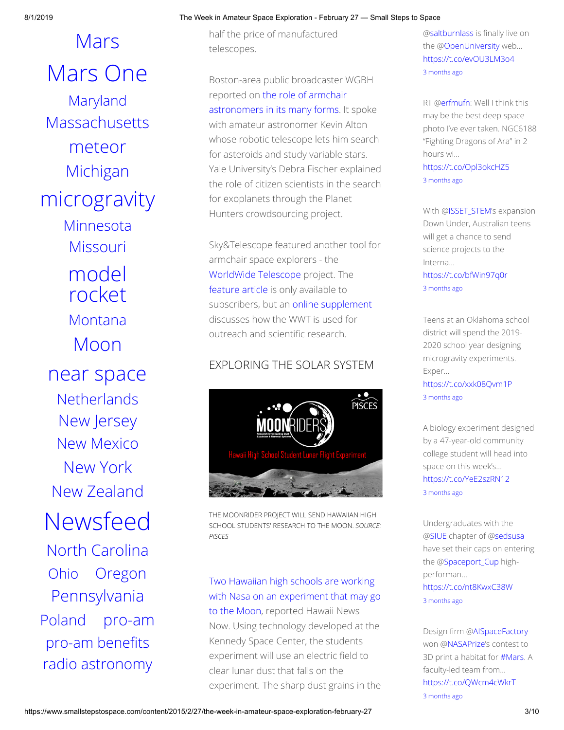Mars

Mars One

Maryland

Massachusetts

meteor

Michigan

microgravity

Minnesota

Missouri

model rocket

Montana

Moon

near space

Netherlands

New Jersey

New Mexico

New York

New Zealand

Newsfeed

North Carolina

Ohio Oregon

Pennsylvania

Poland pro-am

pro-am benefits

radio astronomy

half the price of manufactured telescopes.

Boston-area public broadcaster WGBH reported on the role of armchair astronomers in its many forms. It spoke with amateur astronomer Kevin Alton whose robotic telescope lets him search for asteroids and study variable stars. Yale University's Debra Fischer explained the role of citizen scientists in the search for exoplanets through the Planet Hunters crowdsourcing project.

Sky&Telescope featured another tool for armchair space explorers - the WorldWide Telescope project. The feature article is only available to subscribers, but an online supplement discusses how the WWT is used for outreach and scientific research.

## EXPLORING THE SOLAR SYSTEM

THE MOONRIDER PROJECT WILL SEND HAWAIIAN HIGH SCHOOL STUDENTS' RESEARCH TO THE MOON. *SOURCE: PISCES*

Two Hawaiian high schools are working with Nasa on an experiment that may go to the Moon, reported Hawaii News Now. Using technology developed at the Kennedy Space Center, the students experiment will use an electric field to clear lunar dust that falls on the experiment. The sharp dust grains in the

@saltburnlass is finally live on the @OpenUniversity web… https://t.co/evOU3LM3o4
3 months ago

RT @erfmufn: Well I think this may be the best deep space photo I've ever taken. NGC6188 "Fighting Dragons of Ara" in 2 hours wi… https://t.co/Opl3okcHZ5
3 months ago

With @ISSET_STEM's expansion Down Under, Australian teens will get a chance to send science projects to the Interna… https://t.co/bfWin97q0r
3 months ago

Teens at an Oklahoma school district will spend the 2019-2020 school year designing microgravity experiments. Exper… https://t.co/xxk08Qvm1P
3 months ago

A biology experiment designed by a 47-year-old community college student will head into space on this week's… https://t.co/YeE2szRN12
3 months ago

Undergraduates with the @SIUE chapter of @sedsusa have set their caps on entering the @Spaceport_Cup high-performan… https://t.co/nt8KwxC38W
3 months ago

Design firm @AISpaceFactory won @NASAPrize's contest to 3D print a habitat for #Mars. A faculty-led team from… https://t.co/QWcm4cWkrT
3 months ago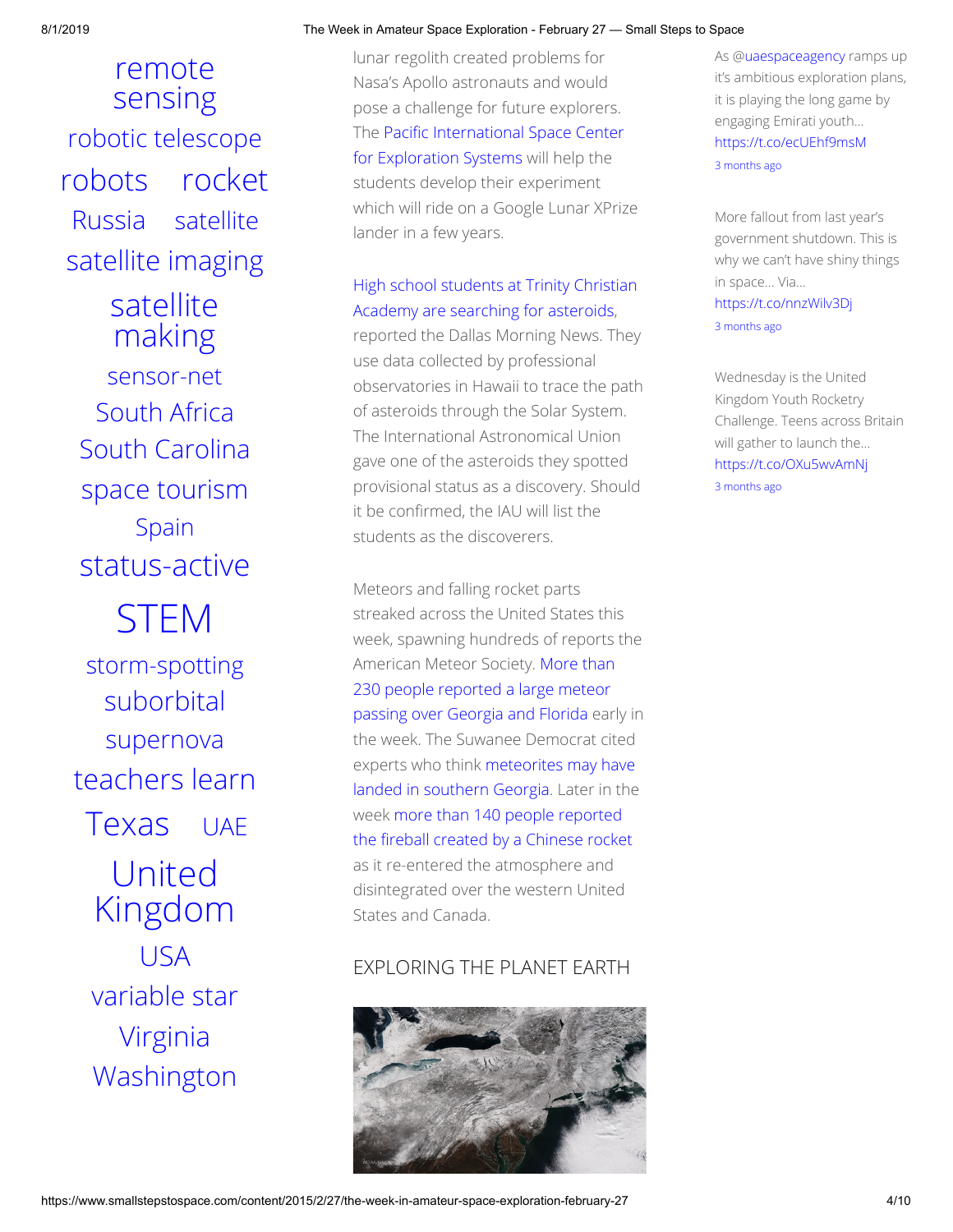remote sensing
robotic telescope
robots rocket
Russia satellite
satellite imaging
satellite making
sensor-net
South Africa
South Carolina
space tourism
Spain
status-active
STEM
storm-spotting
suborbital
supernova
teachers learn
Texas UAE
United Kingdom
USA
variable star
Virginia
Washington

lunar regolith created problems for Nasa's Apollo astronauts and would pose a challenge for future explorers. The Pacific International Space Center for Exploration Systems will help the students develop their experiment which will ride on a Google Lunar XPrize lander in a few years.

High school students at Trinity Christian Academy are searching for asteroids, reported the Dallas Morning News. They use data collected by professional observatories in Hawaii to trace the path of asteroids through the Solar System. The International Astronomical Union gave one of the asteroids they spotted provisional status as a discovery. Should it be confirmed, the IAU will list the students as the discoverers.

Meteors and falling rocket parts streaked across the United States this week, spawning hundreds of reports the American Meteor Society. More than 230 people reported a large meteor passing over Georgia and Florida early in the week. The Suwanee Democrat cited experts who think meteorites may have landed in southern Georgia. Later in the week more than 140 people reported the fireball created by a Chinese rocket as it re-entered the atmosphere and disintegrated over the western United States and Canada.

## EXPLORING THE PLANET EARTH

As @uaespaceagency ramps up it's ambitious exploration plans, it is playing the long game by engaging Emirati youth… https://t.co/ecUEhf9msM
3 months ago

More fallout from last year's government shutdown. This is why we can't have shiny things in space… Via… https://t.co/nnzWilv3Dj
3 months ago

Wednesday is the United Kingdom Youth Rocketry Challenge. Teens across Britain will gather to launch the… https://t.co/OXu5wvAmNj
3 months ago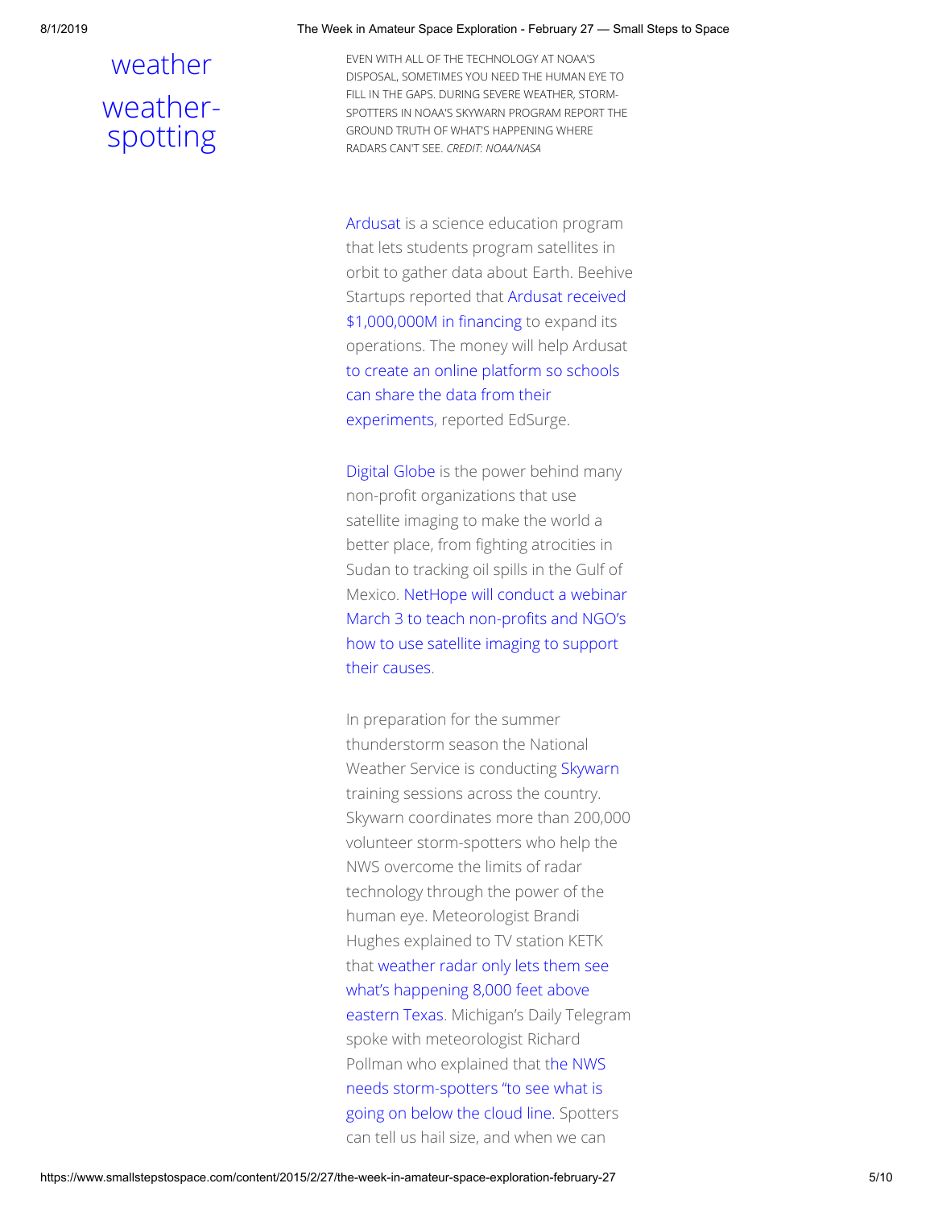weather

weather-spotting

EVEN WITH ALL OF THE TECHNOLOGY AT NOAA'S DISPOSAL, SOMETIMES YOU NEED THE HUMAN EYE TO FILL IN THE GAPS. DURING SEVERE WEATHER, STORM-SPOTTERS IN NOAA'S SKYWARN PROGRAM REPORT THE GROUND TRUTH OF WHAT'S HAPPENING WHERE RADARS CAN'T SEE. *CREDIT: NOAA/NASA*

Ardusat is a science education program that lets students program satellites in orbit to gather data about Earth. Beehive Startups reported that Ardusat received $1,000,000M in financing to expand its operations. The money will help Ardusat to create an online platform so schools can share the data from their experiments, reported EdSurge.

Digital Globe is the power behind many non-profit organizations that use satellite imaging to make the world a better place, from fighting atrocities in Sudan to tracking oil spills in the Gulf of Mexico. NetHope will conduct a webinar March 3 to teach non-profits and NGO's how to use satellite imaging to support their causes.

In preparation for the summer thunderstorm season the National Weather Service is conducting Skywarn training sessions across the country. Skywarn coordinates more than 200,000 volunteer storm-spotters who help the NWS overcome the limits of radar technology through the power of the human eye. Meteorologist Brandi Hughes explained to TV station KETK that weather radar only lets them see what's happening 8,000 feet above eastern Texas. Michigan's Daily Telegram spoke with meteorologist Richard Pollman who explained that the NWS needs storm-spotters "to see what is going on below the cloud line. Spotters can tell us hail size, and when we can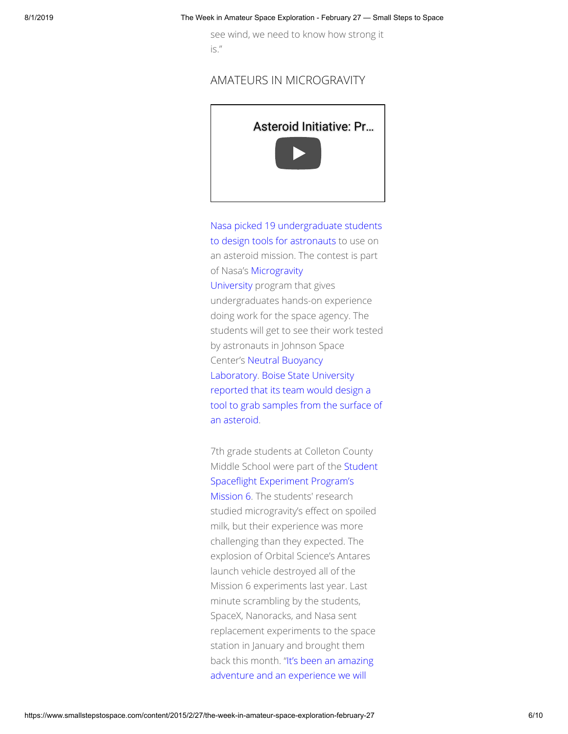see wind, we need to know how strong it is."

## AMATEURS IN MICROGRAVITY

Asteroid Initiative: Pr...

Nasa picked 19 undergraduate students to design tools for astronauts to use on an asteroid mission. The contest is part of Nasa's Microgravity University program that gives undergraduates hands-on experience doing work for the space agency. The students will get to see their work tested by astronauts in Johnson Space Center's Neutral Buoyancy Laboratory. Boise State University reported that its team would design a tool to grab samples from the surface of an asteroid.

7th grade students at Colleton County Middle School were part of the Student Spaceflight Experiment Program's Mission 6. The students' research studied microgravity's effect on spoiled milk, but their experience was more challenging than they expected. The explosion of Orbital Science's Antares launch vehicle destroyed all of the Mission 6 experiments last year. Last minute scrambling by the students, SpaceX, Nanoracks, and Nasa sent replacement experiments to the space station in January and brought them back this month. "It's been an amazing adventure and an experience we will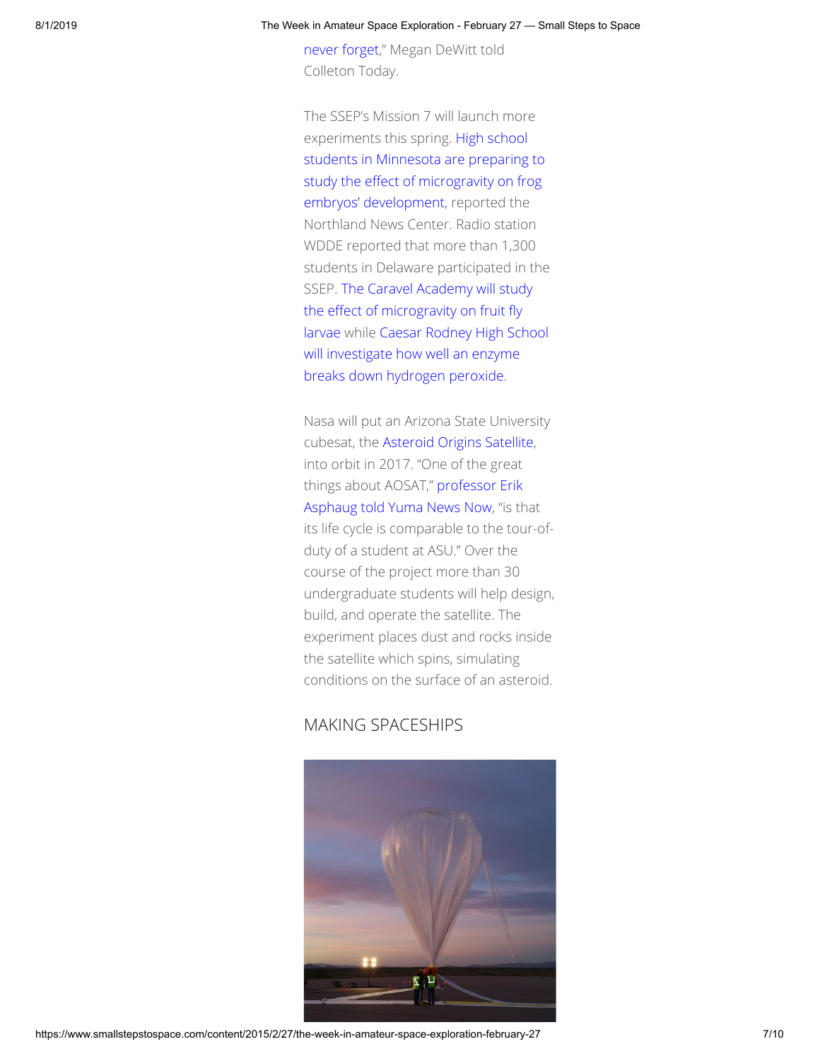never forget," Megan DeWitt told Colleton Today.

The SSEP's Mission 7 will launch more experiments this spring. High school students in Minnesota are preparing to study the effect of microgravity on frog embryos' development, reported the Northland News Center. Radio station WDDE reported that more than 1,300 students in Delaware participated in the SSEP. The Caravel Academy will study the effect of microgravity on fruit fly larvae while Caesar Rodney High School will investigate how well an enzyme breaks down hydrogen peroxide.

Nasa will put an Arizona State University cubesat, the Asteroid Origins Satellite, into orbit in 2017. "One of the great things about AOSAT," professor Erik Asphaug told Yuma News Now, "is that its life cycle is comparable to the tour-of-duty of a student at ASU." Over the course of the project more than 30 undergraduate students will help design, build, and operate the satellite. The experiment places dust and rocks inside the satellite which spins, simulating conditions on the surface of an asteroid.

## MAKING SPACESHIPS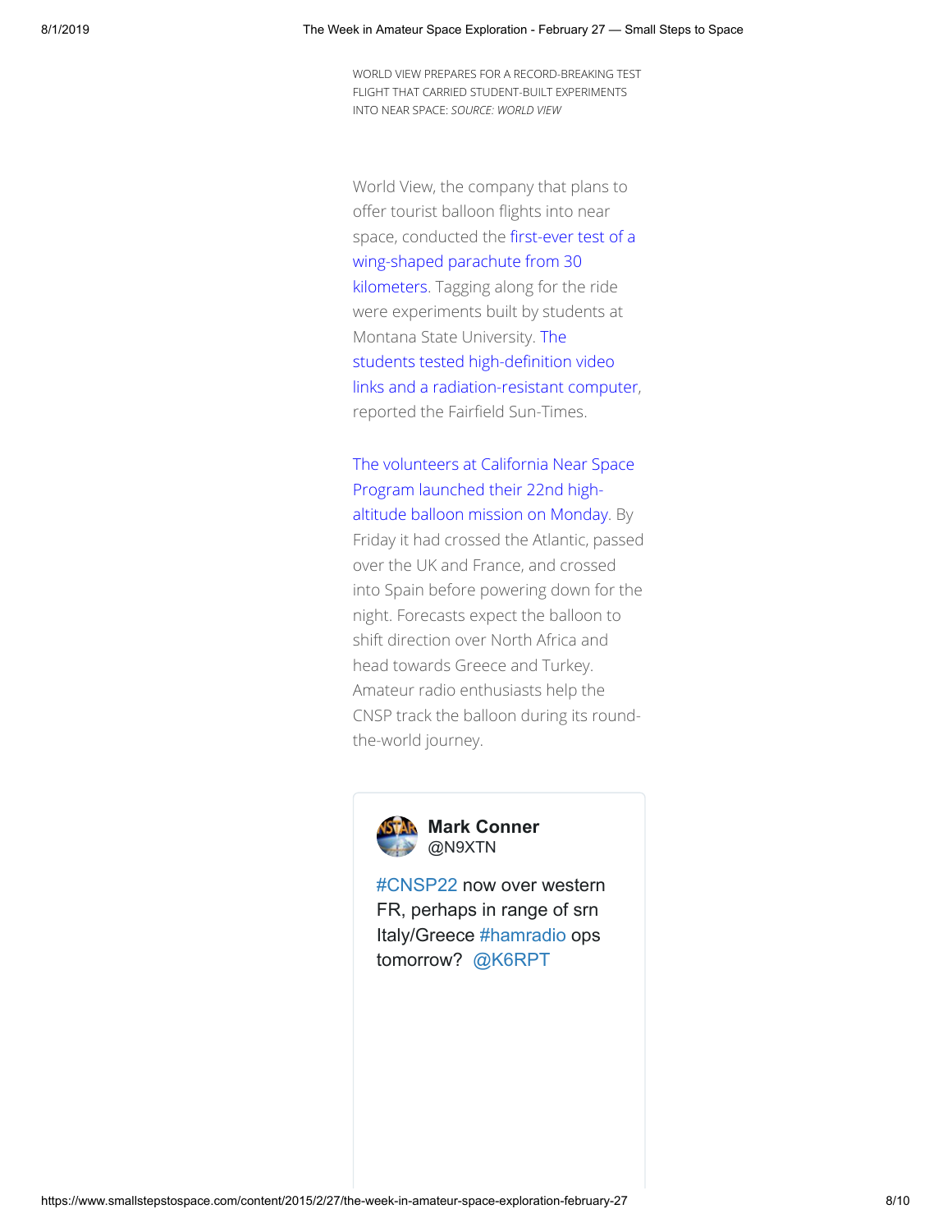WORLD VIEW PREPARES FOR A RECORD-BREAKING TEST FLIGHT THAT CARRIED STUDENT-BUILT EXPERIMENTS INTO NEAR SPACE: *SOURCE: WORLD VIEW*

World View, the company that plans to offer tourist balloon flights into near space, conducted the first-ever test of a wing-shaped parachute from 30 kilometers. Tagging along for the ride were experiments built by students at Montana State University. The students tested high-definition video links and a radiation-resistant computer, reported the Fairfield Sun-Times.

The volunteers at California Near Space Program launched their 22nd high-altitude balloon mission on Monday. By Friday it had crossed the Atlantic, passed over the UK and France, and crossed into Spain before powering down for the night. Forecasts expect the balloon to shift direction over North Africa and head towards Greece and Turkey. Amateur radio enthusiasts help the CNSP track the balloon during its round-the-world journey.

**Mark Conner**
@N9XTN

#CNSP22 now over western FR, perhaps in range of srn Italy/Greece #hamradio ops tomorrow? @K6RPT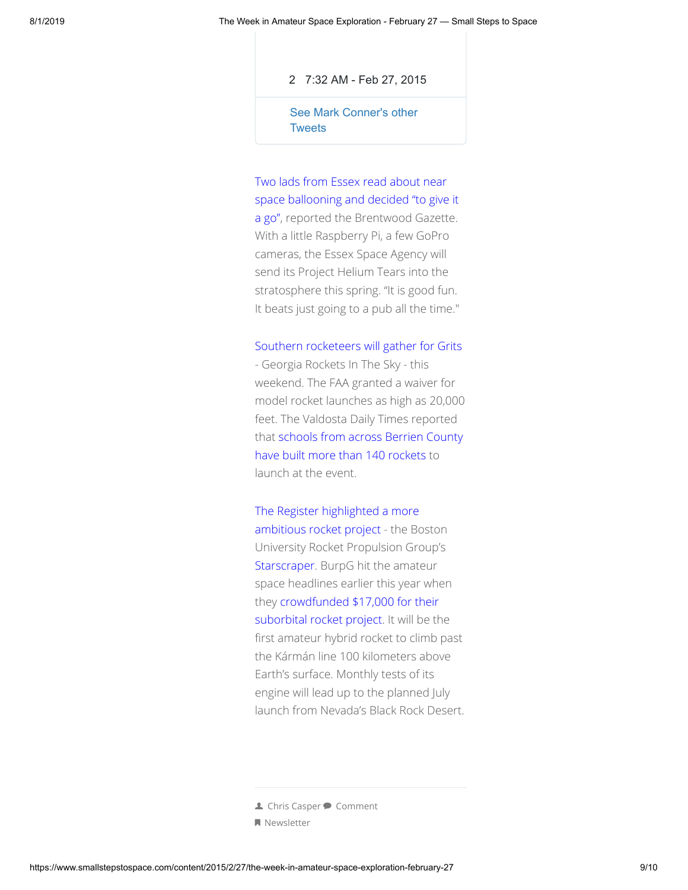2 7:32 AM - Feb 27, 2015

See Mark Conner's other Tweets

Two lads from Essex read about near space ballooning and decided "to give it a go", reported the Brentwood Gazette. With a little Raspberry Pi, a few GoPro cameras, the Essex Space Agency will send its Project Helium Tears into the stratosphere this spring. "It is good fun. It beats just going to a pub all the time."

Southern rocketeers will gather for Grits - Georgia Rockets In The Sky - this weekend. The FAA granted a waiver for model rocket launches as high as 20,000 feet. The Valdosta Daily Times reported that schools from across Berrien County have built more than 140 rockets to launch at the event.

The Register highlighted a more ambitious rocket project - the Boston University Rocket Propulsion Group's Starscraper. BurpG hit the amateur space headlines earlier this year when they crowdfunded $17,000 for their suborbital rocket project. It will be the first amateur hybrid rocket to climb past the Kármán line 100 kilometers above Earth's surface. Monthly tests of its engine will lead up to the planned July launch from Nevada's Black Rock Desert.

---

Chris Casper Comment

Newsletter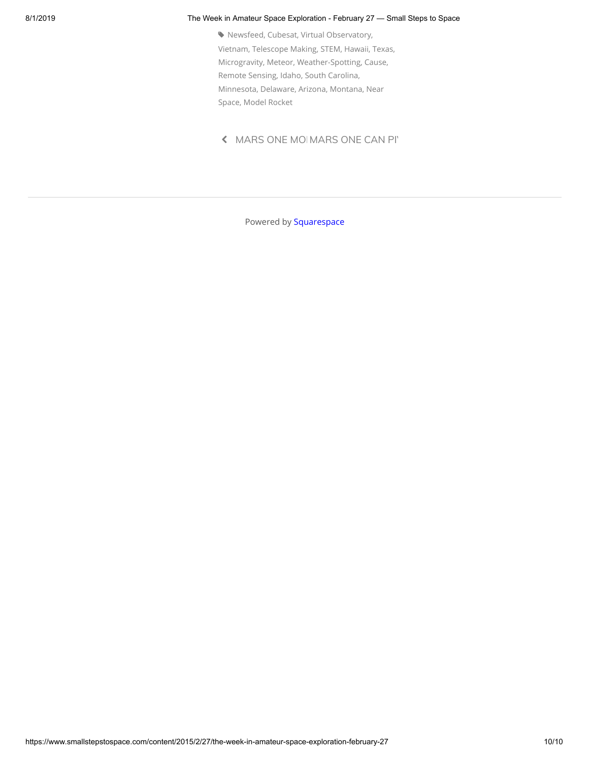Newsfeed, Cubesat, Virtual Observatory, Vietnam, Telescope Making, STEM, Hawaii, Texas, Microgravity, Meteor, Weather-Spotting, Cause, Remote Sensing, Idaho, South Carolina, Minnesota, Delaware, Arizona, Montana, Near Space, Model Rocket

MARS ONE MO MARS ONE CAN PI

Powered by Squarespace